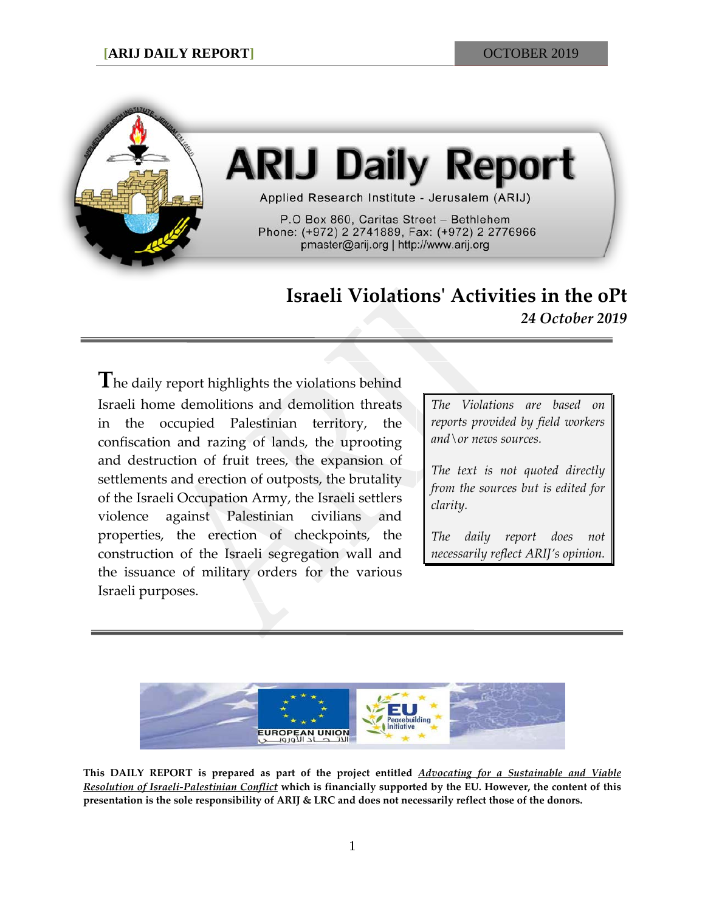# ARIJ Daily Report

Applied Research Institute - Jerusalem (ARIJ)

P.O Box 860, Caritas Street – Bethlehem
Phone: (+972) 2 2741889, Fax: (+972) 2 2776966
pmaster@arij.org | http://www.arij.org

## Israeli Violations' Activities in the oPt

*24 October 2019*

The daily report highlights the violations behind Israeli home demolitions and demolition threats in the occupied Palestinian territory, the confiscation and razing of lands, the uprooting and destruction of fruit trees, the expansion of settlements and erection of outposts, the brutality of the Israeli Occupation Army, the Israeli settlers violence against Palestinian civilians and properties, the erection of checkpoints, the construction of the Israeli segregation wall and the issuance of military orders for the various Israeli purposes.

*The Violations are based on reports provided by field workers and\or news sources.*

*The text is not quoted directly from the sources but is edited for clarity.*

*The daily report does not necessarily reflect ARIJ's opinion.*

**This DAILY REPORT is prepared as part of the project entitled *Advocating for a Sustainable and Viable Resolution of Israeli-Palestinian Conflict* which is financially supported by the EU. However, the content of this presentation is the sole responsibility of ARIJ & LRC and does not necessarily reflect those of the donors.**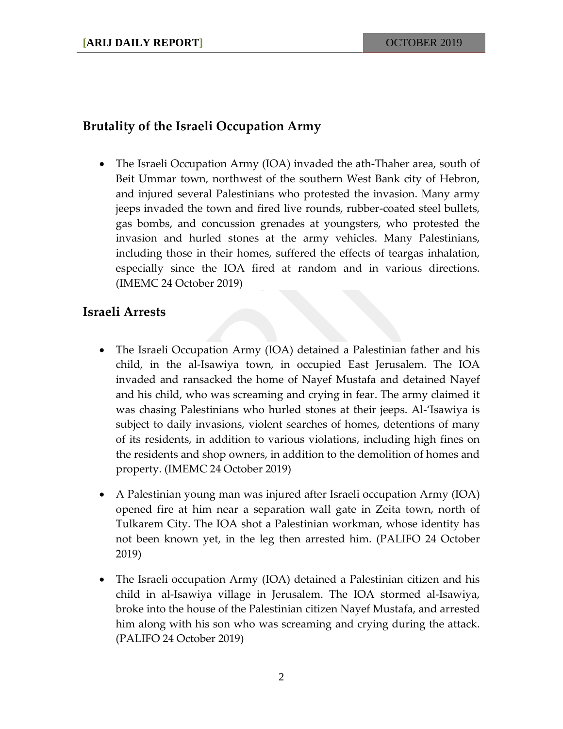## Brutality of the Israeli Occupation Army

- The Israeli Occupation Army (IOA) invaded the ath-Thaher area, south of Beit Ummar town, northwest of the southern West Bank city of Hebron, and injured several Palestinians who protested the invasion. Many army jeeps invaded the town and fired live rounds, rubber-coated steel bullets, gas bombs, and concussion grenades at youngsters, who protested the invasion and hurled stones at the army vehicles. Many Palestinians, including those in their homes, suffered the effects of teargas inhalation, especially since the IOA fired at random and in various directions. (IMEMC 24 October 2019)

## Israeli Arrests

- The Israeli Occupation Army (IOA) detained a Palestinian father and his child, in the al-Isawiya town, in occupied East Jerusalem. The IOA invaded and ransacked the home of Nayef Mustafa and detained Nayef and his child, who was screaming and crying in fear. The army claimed it was chasing Palestinians who hurled stones at their jeeps. Al-'Isawiya is subject to daily invasions, violent searches of homes, detentions of many of its residents, in addition to various violations, including high fines on the residents and shop owners, in addition to the demolition of homes and property. (IMEMC 24 October 2019)

- A Palestinian young man was injured after Israeli occupation Army (IOA) opened fire at him near a separation wall gate in Zeita town, north of Tulkarem City. The IOA shot a Palestinian workman, whose identity has not been known yet, in the leg then arrested him. (PALIFO 24 October 2019)

- The Israeli occupation Army (IOA) detained a Palestinian citizen and his child in al-Isawiya village in Jerusalem. The IOA stormed al-Isawiya, broke into the house of the Palestinian citizen Nayef Mustafa, and arrested him along with his son who was screaming and crying during the attack. (PALIFO 24 October 2019)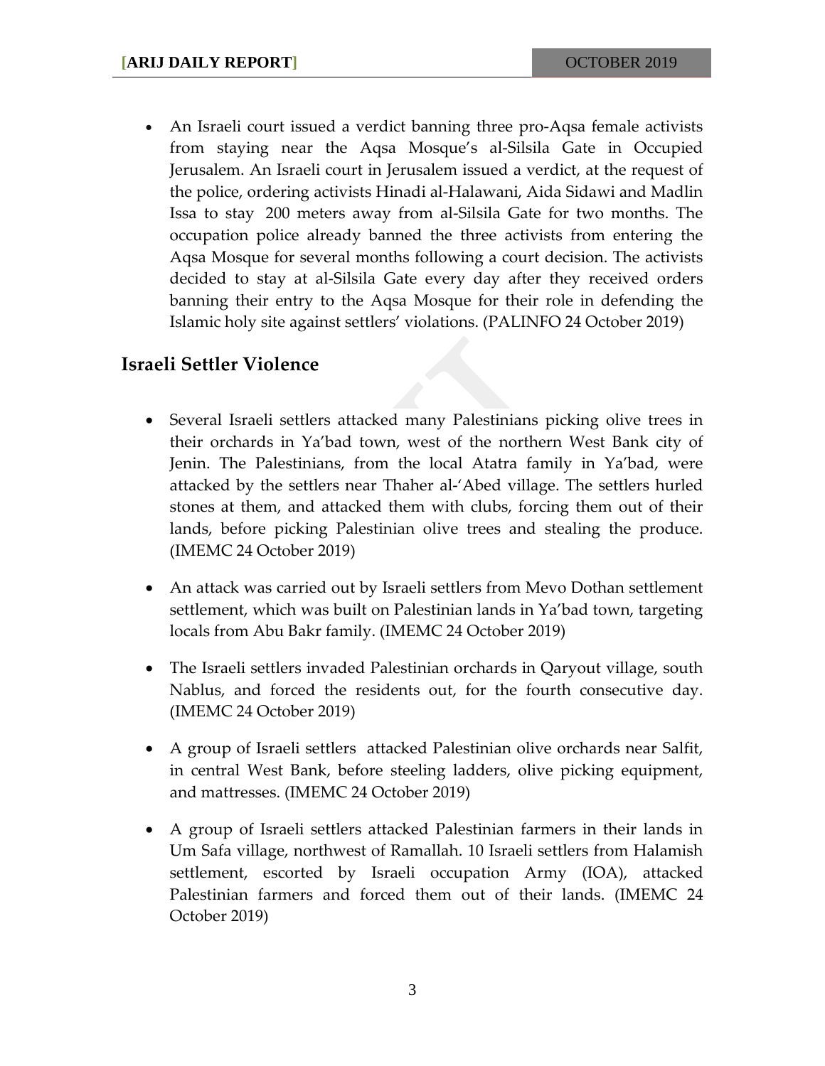- An Israeli court issued a verdict banning three pro-Aqsa female activists from staying near the Aqsa Mosque's al-Silsila Gate in Occupied Jerusalem. An Israeli court in Jerusalem issued a verdict, at the request of the police, ordering activists Hinadi al-Halawani, Aida Sidawi and Madlin Issa to stay 200 meters away from al-Silsila Gate for two months. The occupation police already banned the three activists from entering the Aqsa Mosque for several months following a court decision. The activists decided to stay at al-Silsila Gate every day after they received orders banning their entry to the Aqsa Mosque for their role in defending the Islamic holy site against settlers' violations. (PALINFO 24 October 2019)

## Israeli Settler Violence

- Several Israeli settlers attacked many Palestinians picking olive trees in their orchards in Ya'bad town, west of the northern West Bank city of Jenin. The Palestinians, from the local Atatra family in Ya'bad, were attacked by the settlers near Thaher al-'Abed village. The settlers hurled stones at them, and attacked them with clubs, forcing them out of their lands, before picking Palestinian olive trees and stealing the produce. (IMEMC 24 October 2019)

- An attack was carried out by Israeli settlers from Mevo Dothan settlement settlement, which was built on Palestinian lands in Ya'bad town, targeting locals from Abu Bakr family. (IMEMC 24 October 2019)

- The Israeli settlers invaded Palestinian orchards in Qaryout village, south Nablus, and forced the residents out, for the fourth consecutive day. (IMEMC 24 October 2019)

- A group of Israeli settlers attacked Palestinian olive orchards near Salfit, in central West Bank, before steeling ladders, olive picking equipment, and mattresses. (IMEMC 24 October 2019)

- A group of Israeli settlers attacked Palestinian farmers in their lands in Um Safa village, northwest of Ramallah. 10 Israeli settlers from Halamish settlement, escorted by Israeli occupation Army (IOA), attacked Palestinian farmers and forced them out of their lands. (IMEMC 24 October 2019)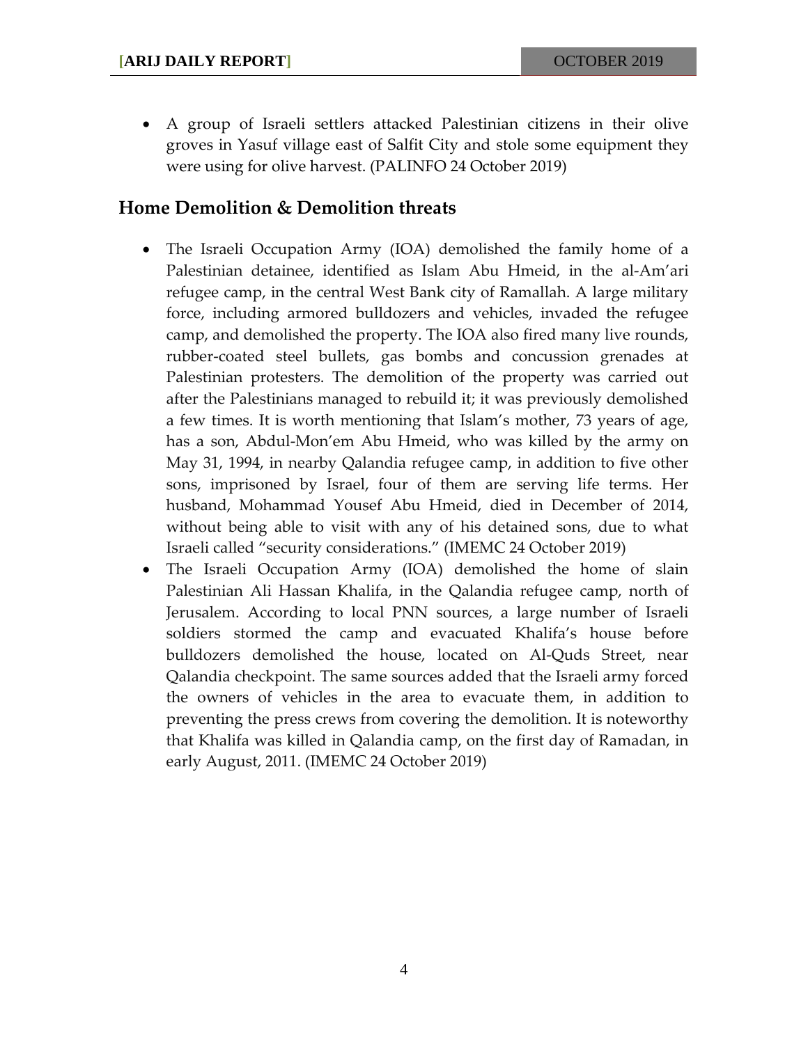- A group of Israeli settlers attacked Palestinian citizens in their olive groves in Yasuf village east of Salfit City and stole some equipment they were using for olive harvest. (PALINFO 24 October 2019)

## Home Demolition & Demolition threats

- The Israeli Occupation Army (IOA) demolished the family home of a Palestinian detainee, identified as Islam Abu Hmeid, in the al-Am'ari refugee camp, in the central West Bank city of Ramallah. A large military force, including armored bulldozers and vehicles, invaded the refugee camp, and demolished the property. The IOA also fired many live rounds, rubber-coated steel bullets, gas bombs and concussion grenades at Palestinian protesters. The demolition of the property was carried out after the Palestinians managed to rebuild it; it was previously demolished a few times. It is worth mentioning that Islam's mother, 73 years of age, has a son, Abdul-Mon'em Abu Hmeid, who was killed by the army on May 31, 1994, in nearby Qalandia refugee camp, in addition to five other sons, imprisoned by Israel, four of them are serving life terms. Her husband, Mohammad Yousef Abu Hmeid, died in December of 2014, without being able to visit with any of his detained sons, due to what Israeli called "security considerations." (IMEMC 24 October 2019)
- The Israeli Occupation Army (IOA) demolished the home of slain Palestinian Ali Hassan Khalifa, in the Qalandia refugee camp, north of Jerusalem. According to local PNN sources, a large number of Israeli soldiers stormed the camp and evacuated Khalifa's house before bulldozers demolished the house, located on Al-Quds Street, near Qalandia checkpoint. The same sources added that the Israeli army forced the owners of vehicles in the area to evacuate them, in addition to preventing the press crews from covering the demolition. It is noteworthy that Khalifa was killed in Qalandia camp, on the first day of Ramadan, in early August, 2011. (IMEMC 24 October 2019)